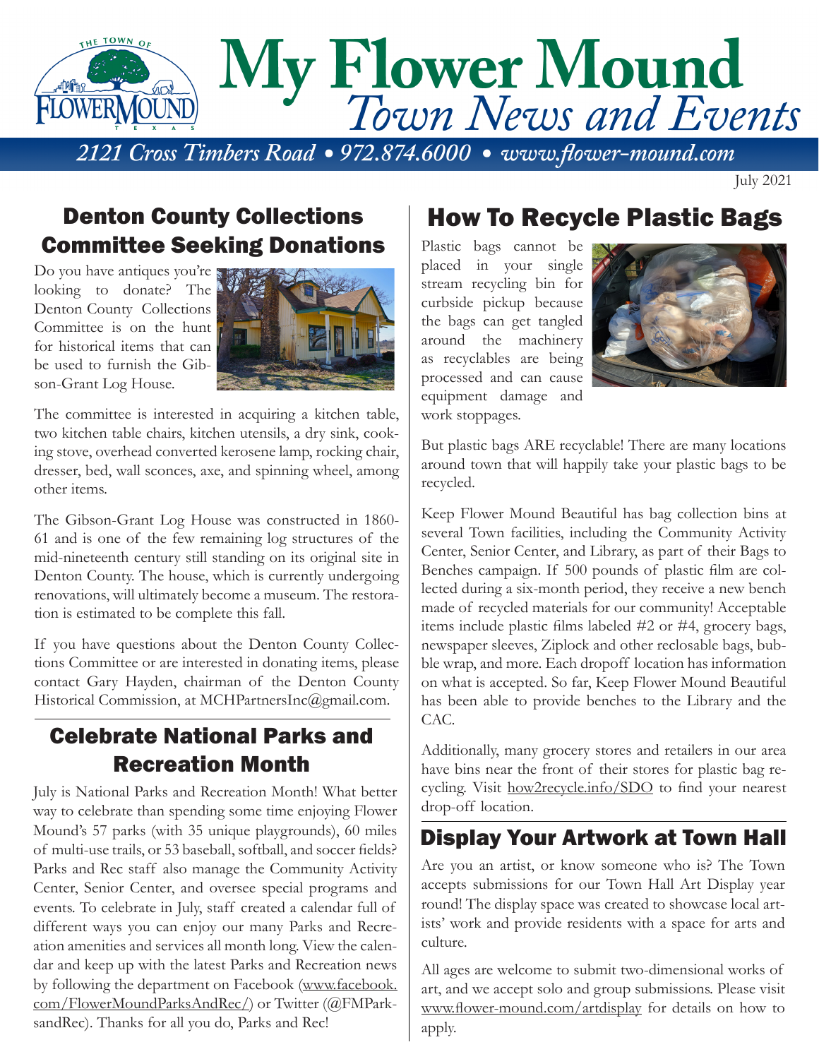# My Flower Mound
## *Town News and Events*

*2121 Cross Timbers Road • 972.874.6000 • www.flower-mound.com*

July 2021

## Denton County Collections Committee Seeking Donations

Do you have antiques you're looking to donate? The Denton County Collections Committee is on the hunt for historical items that can be used to furnish the Gibson-Grant Log House.

The committee is interested in acquiring a kitchen table, two kitchen table chairs, kitchen utensils, a dry sink, cooking stove, overhead converted kerosene lamp, rocking chair, dresser, bed, wall sconces, axe, and spinning wheel, among other items.

The Gibson-Grant Log House was constructed in 1860-61 and is one of the few remaining log structures of the mid-nineteenth century still standing on its original site in Denton County. The house, which is currently undergoing renovations, will ultimately become a museum. The restoration is estimated to be complete this fall.

If you have questions about the Denton County Collections Committee or are interested in donating items, please contact Gary Hayden, chairman of the Denton County Historical Commission, at MCHPartnersInc@gmail.com.

## Celebrate National Parks and Recreation Month

July is National Parks and Recreation Month! What better way to celebrate than spending some time enjoying Flower Mound's 57 parks (with 35 unique playgrounds), 60 miles of multi-use trails, or 53 baseball, softball, and soccer fields? Parks and Rec staff also manage the Community Activity Center, Senior Center, and oversee special programs and events. To celebrate in July, staff created a calendar full of different ways you can enjoy our many Parks and Recreation amenities and services all month long. View the calendar and keep up with the latest Parks and Recreation news by following the department on Facebook (www.facebook.com/FlowerMoundParksAndRec/) or Twitter (@FMParksandRec). Thanks for all you do, Parks and Rec!

## How To Recycle Plastic Bags

Plastic bags cannot be placed in your single stream recycling bin for curbside pickup because the bags can get tangled around the machinery as recyclables are being processed and can cause equipment damage and work stoppages.

But plastic bags ARE recyclable! There are many locations around town that will happily take your plastic bags to be recycled.

Keep Flower Mound Beautiful has bag collection bins at several Town facilities, including the Community Activity Center, Senior Center, and Library, as part of their Bags to Benches campaign. If 500 pounds of plastic film are collected during a six-month period, they receive a new bench made of recycled materials for our community! Acceptable items include plastic films labeled #2 or #4, grocery bags, newspaper sleeves, Ziplock and other reclosable bags, bubble wrap, and more. Each dropoff location has information on what is accepted. So far, Keep Flower Mound Beautiful has been able to provide benches to the Library and the CAC.

Additionally, many grocery stores and retailers in our area have bins near the front of their stores for plastic bag recycling. Visit how2recycle.info/SDO to find your nearest drop-off location.

## Display Your Artwork at Town Hall

Are you an artist, or know someone who is? The Town accepts submissions for our Town Hall Art Display year round! The display space was created to showcase local artists' work and provide residents with a space for arts and culture.

All ages are welcome to submit two-dimensional works of art, and we accept solo and group submissions. Please visit www.flower-mound.com/artdisplay for details on how to apply.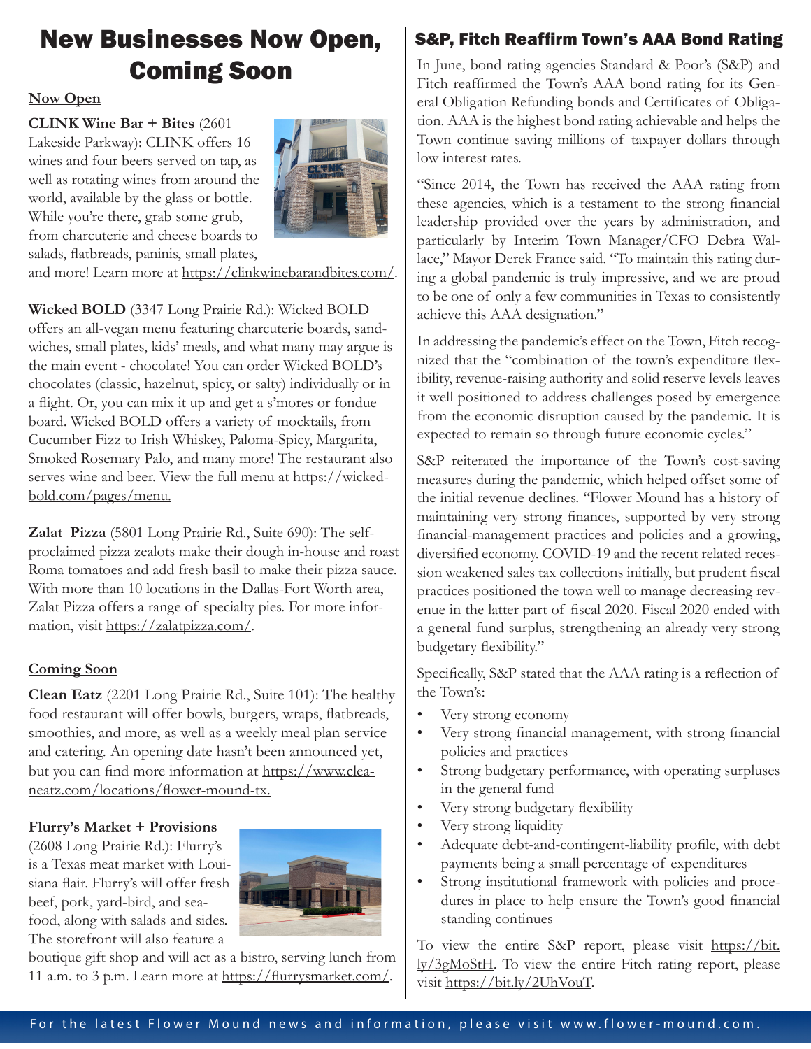# New Businesses Now Open, Coming Soon

## Now Open

**CLINK Wine Bar + Bites** (2601 Lakeside Parkway): CLINK offers 16 wines and four beers served on tap, as well as rotating wines from around the world, available by the glass or bottle. While you're there, grab some grub, from charcuterie and cheese boards to salads, flatbreads, paninis, small plates, and more! Learn more at https://clinkwinebarandbites.com/.

**Wicked BOLD** (3347 Long Prairie Rd.): Wicked BOLD offers an all-vegan menu featuring charcuterie boards, sandwiches, small plates, kids' meals, and what many may argue is the main event - chocolate! You can order Wicked BOLD's chocolates (classic, hazelnut, spicy, or salty) individually or in a flight. Or, you can mix it up and get a s'mores or fondue board. Wicked BOLD offers a variety of mocktails, from Cucumber Fizz to Irish Whiskey, Paloma-Spicy, Margarita, Smoked Rosemary Palo, and many more! The restaurant also serves wine and beer. View the full menu at https://wicked-bold.com/pages/menu.

**Zalat Pizza** (5801 Long Prairie Rd., Suite 690): The self-proclaimed pizza zealots make their dough in-house and roast Roma tomatoes and add fresh basil to make their pizza sauce. With more than 10 locations in the Dallas-Fort Worth area, Zalat Pizza offers a range of specialty pies. For more information, visit https://zalatpizza.com/.

## Coming Soon

**Clean Eatz** (2201 Long Prairie Rd., Suite 101): The healthy food restaurant will offer bowls, burgers, wraps, flatbreads, smoothies, and more, as well as a weekly meal plan service and catering. An opening date hasn't been announced yet, but you can find more information at https://www.cleaneatz.com/locations/flower-mound-tx.

**Flurry's Market + Provisions** (2608 Long Prairie Rd.): Flurry's is a Texas meat market with Louisiana flair. Flurry's will offer fresh beef, pork, yard-bird, and seafood, along with salads and sides. The storefront will also feature a boutique gift shop and will act as a bistro, serving lunch from 11 a.m. to 3 p.m. Learn more at https://flurrysmarket.com/.

# S&P, Fitch Reaffirm Town's AAA Bond Rating

In June, bond rating agencies Standard & Poor's (S&P) and Fitch reaffirmed the Town's AAA bond rating for its General Obligation Refunding bonds and Certificates of Obligation. AAA is the highest bond rating achievable and helps the Town continue saving millions of taxpayer dollars through low interest rates.

"Since 2014, the Town has received the AAA rating from these agencies, which is a testament to the strong financial leadership provided over the years by administration, and particularly by Interim Town Manager/CFO Debra Wallace," Mayor Derek France said. "To maintain this rating during a global pandemic is truly impressive, and we are proud to be one of only a few communities in Texas to consistently achieve this AAA designation."

In addressing the pandemic's effect on the Town, Fitch recognized that the "combination of the town's expenditure flexibility, revenue-raising authority and solid reserve levels leaves it well positioned to address challenges posed by emergence from the economic disruption caused by the pandemic. It is expected to remain so through future economic cycles."

S&P reiterated the importance of the Town's cost-saving measures during the pandemic, which helped offset some of the initial revenue declines. "Flower Mound has a history of maintaining very strong finances, supported by very strong financial-management practices and policies and a growing, diversified economy. COVID-19 and the recent related recession weakened sales tax collections initially, but prudent fiscal practices positioned the town well to manage decreasing revenue in the latter part of fiscal 2020. Fiscal 2020 ended with a general fund surplus, strengthening an already very strong budgetary flexibility."

Specifically, S&P stated that the AAA rating is a reflection of the Town's:

- Very strong economy
- Very strong financial management, with strong financial policies and practices
- Strong budgetary performance, with operating surpluses in the general fund
- Very strong budgetary flexibility
- Very strong liquidity
- Adequate debt-and-contingent-liability profile, with debt payments being a small percentage of expenditures
- Strong institutional framework with policies and procedures in place to help ensure the Town's good financial standing continues

To view the entire S&P report, please visit https://bit.ly/3gMoStH. To view the entire Fitch rating report, please visit https://bit.ly/2UhVouT.

For the latest Flower Mound news and information, please visit www.flower-mound.com.